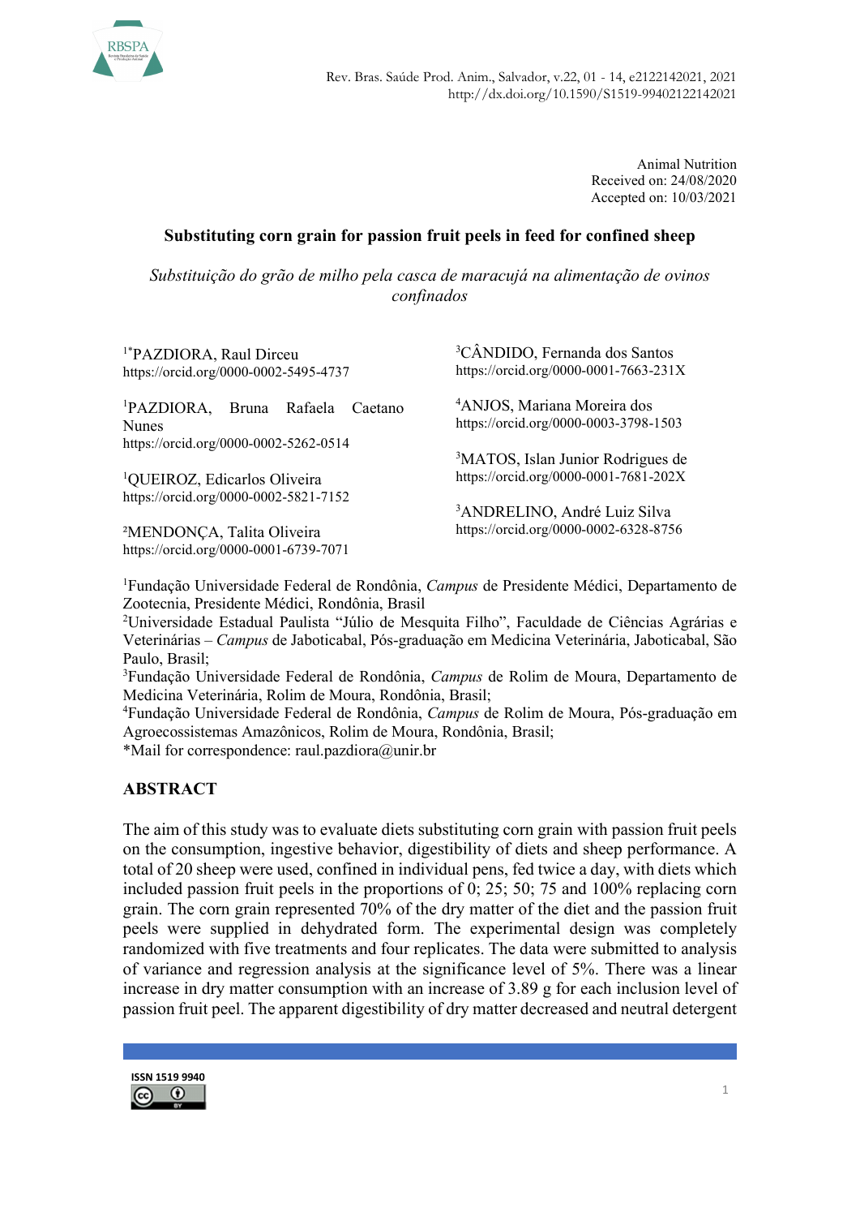Animal Nutrition
Received on: 24/08/2020
Accepted on: 10/03/2021

# Substituting corn grain for passion fruit peels in feed for confined sheep

*Substituição do grão de milho pela casca de maracujá na alimentação de ovinos confinados*

[1*]PAZDIORA, Raul Dirceu
https://orcid.org/0000-0002-5495-4737

[1]PAZDIORA, Bruna Rafaela Caetano Nunes
https://orcid.org/0000-0002-5262-0514

[1]QUEIROZ, Edicarlos Oliveira
https://orcid.org/0000-0002-5821-7152

[2]MENDONÇA, Talita Oliveira
https://orcid.org/0000-0001-6739-7071

[3]CÂNDIDO, Fernanda dos Santos
https://orcid.org/0000-0001-7663-231X

[4]ANJOS, Mariana Moreira dos
https://orcid.org/0000-0003-3798-1503

[3]MATOS, Islan Junior Rodrigues de
https://orcid.org/0000-0001-7681-202X

[3]ANDRELINO, André Luiz Silva
https://orcid.org/0000-0002-6328-8756

[1]Fundação Universidade Federal de Rondônia, *Campus* de Presidente Médici, Departamento de Zootecnia, Presidente Médici, Rondônia, Brasil
[2]Universidade Estadual Paulista "Júlio de Mesquita Filho", Faculdade de Ciências Agrárias e Veterinárias – *Campus* de Jaboticabal, Pós-graduação em Medicina Veterinária, Jaboticabal, São Paulo, Brasil;
[3]Fundação Universidade Federal de Rondônia, *Campus* de Rolim de Moura, Departamento de Medicina Veterinária, Rolim de Moura, Rondônia, Brasil;
[4]Fundação Universidade Federal de Rondônia, *Campus* de Rolim de Moura, Pós-graduação em Agroecossistemas Amazônicos, Rolim de Moura, Rondônia, Brasil;
*Mail for correspondence: raul.pazdiora@unir.br

## ABSTRACT

The aim of this study was to evaluate diets substituting corn grain with passion fruit peels on the consumption, ingestive behavior, digestibility of diets and sheep performance. A total of 20 sheep were used, confined in individual pens, fed twice a day, with diets which included passion fruit peels in the proportions of 0; 25; 50; 75 and 100% replacing corn grain. The corn grain represented 70% of the dry matter of the diet and the passion fruit peels were supplied in dehydrated form. The experimental design was completely randomized with five treatments and four replicates. The data were submitted to analysis of variance and regression analysis at the significance level of 5%. There was a linear increase in dry matter consumption with an increase of 3.89 g for each inclusion level of passion fruit peel. The apparent digestibility of dry matter decreased and neutral detergent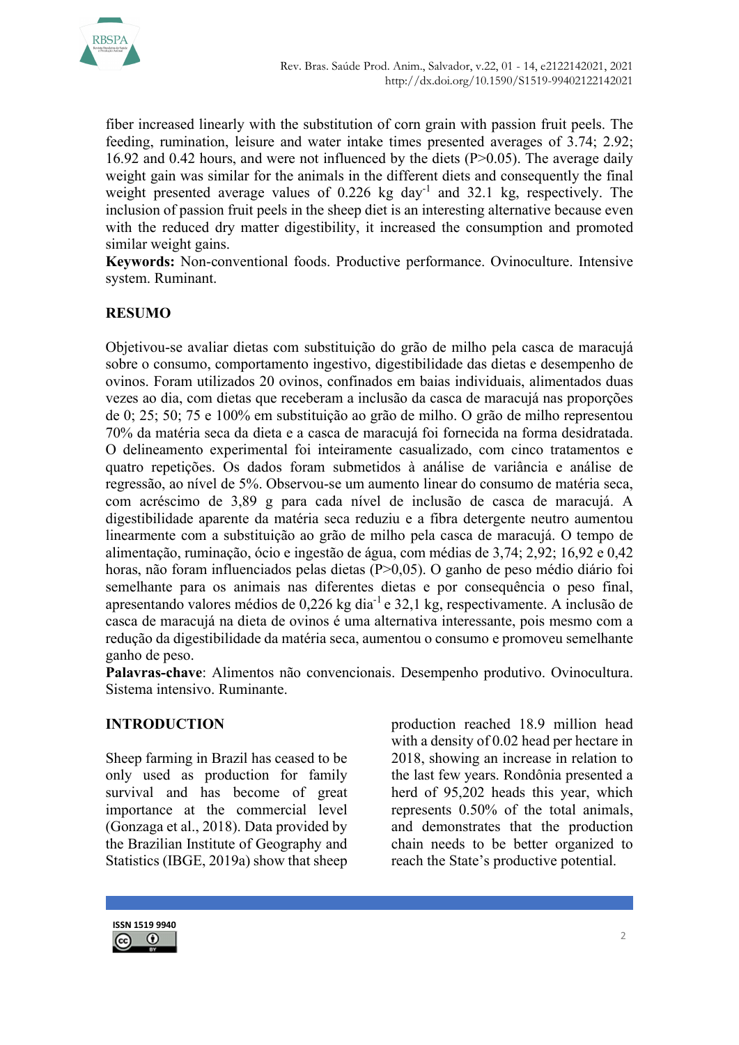fiber increased linearly with the substitution of corn grain with passion fruit peels. The feeding, rumination, leisure and water intake times presented averages of 3.74; 2.92; 16.92 and 0.42 hours, and were not influenced by the diets (P>0.05). The average daily weight gain was similar for the animals in the different diets and consequently the final weight presented average values of 0.226 kg day$^{-1}$ and 32.1 kg, respectively. The inclusion of passion fruit peels in the sheep diet is an interesting alternative because even with the reduced dry matter digestibility, it increased the consumption and promoted similar weight gains.

**Keywords:** Non-conventional foods. Productive performance. Ovinoculture. Intensive system. Ruminant.

## RESUMO

Objetivou-se avaliar dietas com substituição do grão de milho pela casca de maracujá sobre o consumo, comportamento ingestivo, digestibilidade das dietas e desempenho de ovinos. Foram utilizados 20 ovinos, confinados em baias individuais, alimentados duas vezes ao dia, com dietas que receberam a inclusão da casca de maracujá nas proporções de 0; 25; 50; 75 e 100% em substituição ao grão de milho. O grão de milho representou 70% da matéria seca da dieta e a casca de maracujá foi fornecida na forma desidratada. O delineamento experimental foi inteiramente casualizado, com cinco tratamentos e quatro repetições. Os dados foram submetidos à análise de variância e análise de regressão, ao nível de 5%. Observou-se um aumento linear do consumo de matéria seca, com acréscimo de 3,89 g para cada nível de inclusão de casca de maracujá. A digestibilidade aparente da matéria seca reduziu e a fibra detergente neutro aumentou linearmente com a substituição ao grão de milho pela casca de maracujá. O tempo de alimentação, ruminação, ócio e ingestão de água, com médias de 3,74; 2,92; 16,92 e 0,42 horas, não foram influenciados pelas dietas (P>0,05). O ganho de peso médio diário foi semelhante para os animais nas diferentes dietas e por consequência o peso final, apresentando valores médios de 0,226 kg dia$^{-1}$ e 32,1 kg, respectivamente. A inclusão de casca de maracujá na dieta de ovinos é uma alternativa interessante, pois mesmo com a redução da digestibilidade da matéria seca, aumentou o consumo e promoveu semelhante ganho de peso.

**Palavras-chave**: Alimentos não convencionais. Desempenho produtivo. Ovinocultura. Sistema intensivo. Ruminante.

## INTRODUCTION

Sheep farming in Brazil has ceased to be only used as production for family survival and has become of great importance at the commercial level (Gonzaga et al., 2018). Data provided by the Brazilian Institute of Geography and Statistics (IBGE, 2019a) show that sheep production reached 18.9 million head with a density of 0.02 head per hectare in 2018, showing an increase in relation to the last few years. Rondônia presented a herd of 95,202 heads this year, which represents 0.50% of the total animals, and demonstrates that the production chain needs to be better organized to reach the State's productive potential.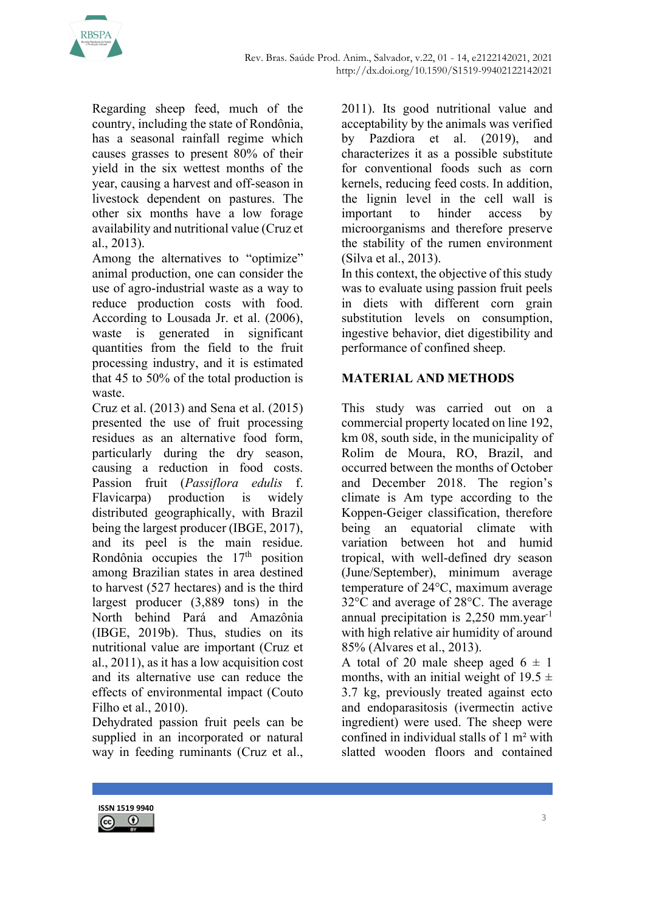Regarding sheep feed, much of the country, including the state of Rondônia, has a seasonal rainfall regime which causes grasses to present 80% of their yield in the six wettest months of the year, causing a harvest and off-season in livestock dependent on pastures. The other six months have a low forage availability and nutritional value (Cruz et al., 2013).

Among the alternatives to "optimize" animal production, one can consider the use of agro-industrial waste as a way to reduce production costs with food. According to Lousada Jr. et al. (2006), waste is generated in significant quantities from the field to the fruit processing industry, and it is estimated that 45 to 50% of the total production is waste.

Cruz et al. (2013) and Sena et al. (2015) presented the use of fruit processing residues as an alternative food form, particularly during the dry season, causing a reduction in food costs. Passion fruit (*Passiflora edulis* f. Flavicarpa) production is widely distributed geographically, with Brazil being the largest producer (IBGE, 2017), and its peel is the main residue. Rondônia occupies the 17th position among Brazilian states in area destined to harvest (527 hectares) and is the third largest producer (3,889 tons) in the North behind Pará and Amazônia (IBGE, 2019b). Thus, studies on its nutritional value are important (Cruz et al., 2011), as it has a low acquisition cost and its alternative use can reduce the effects of environmental impact (Couto Filho et al., 2010).

Dehydrated passion fruit peels can be supplied in an incorporated or natural way in feeding ruminants (Cruz et al., 2011). Its good nutritional value and acceptability by the animals was verified by Pazdiora et al. (2019), and characterizes it as a possible substitute for conventional foods such as corn kernels, reducing feed costs. In addition, the lignin level in the cell wall is important to hinder access by microorganisms and therefore preserve the stability of the rumen environment (Silva et al., 2013).

In this context, the objective of this study was to evaluate using passion fruit peels in diets with different corn grain substitution levels on consumption, ingestive behavior, diet digestibility and performance of confined sheep.

## MATERIAL AND METHODS

This study was carried out on a commercial property located on line 192, km 08, south side, in the municipality of Rolim de Moura, RO, Brazil, and occurred between the months of October and December 2018. The region's climate is Am type according to the Koppen-Geiger classification, therefore being an equatorial climate with variation between hot and humid tropical, with well-defined dry season (June/September), minimum average temperature of 24°C, maximum average 32°C and average of 28°C. The average annual precipitation is 2,250 mm.year$^{-1}$ with high relative air humidity of around 85% (Alvares et al., 2013).

A total of 20 male sheep aged 6 ± 1 months, with an initial weight of 19.5 ± 3.7 kg, previously treated against ecto and endoparasitosis (ivermectin active ingredient) were used. The sheep were confined in individual stalls of 1 m² with slatted wooden floors and contained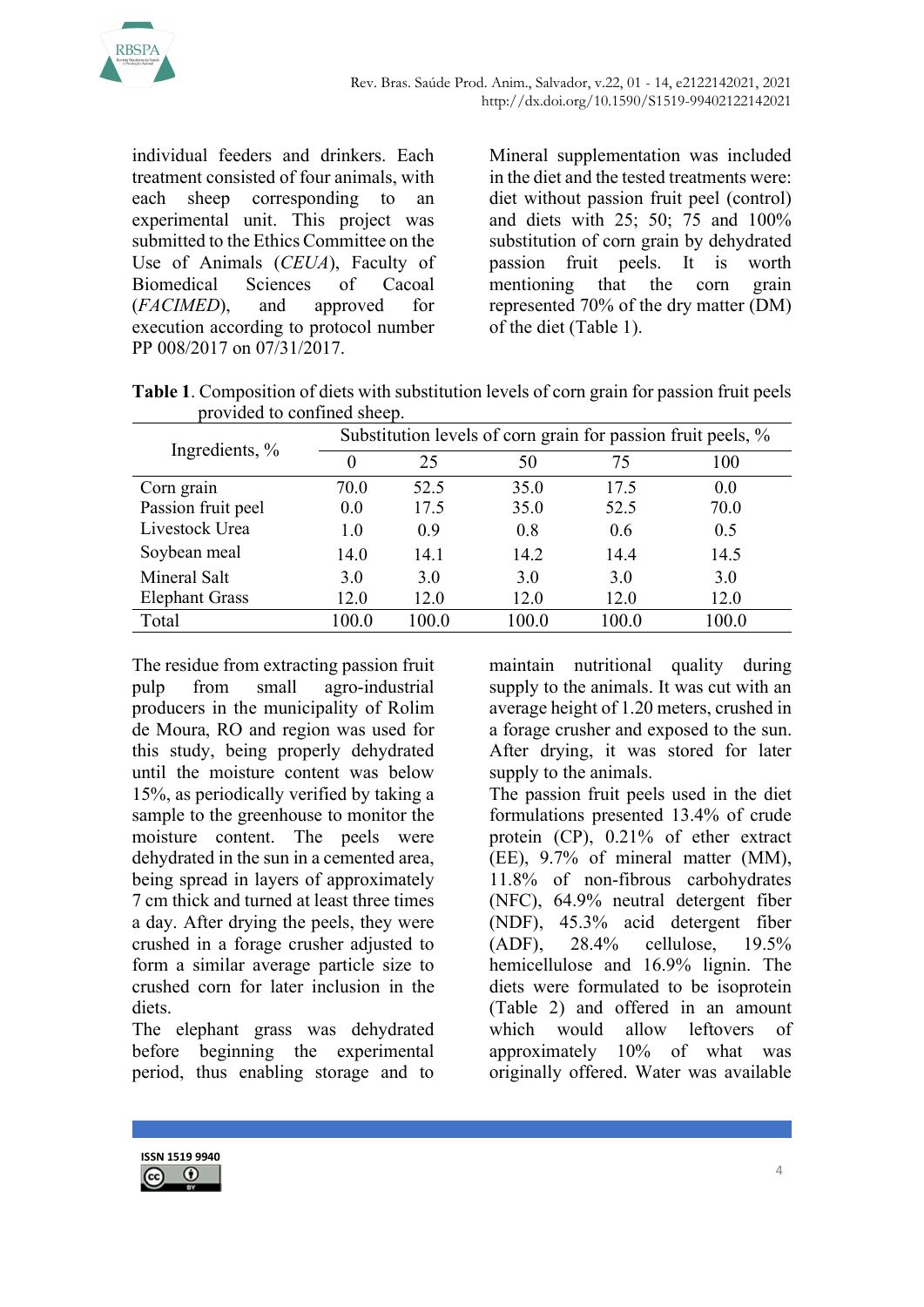individual feeders and drinkers. Each treatment consisted of four animals, with each sheep corresponding to an experimental unit. This project was submitted to the Ethics Committee on the Use of Animals (*CEUA*), Faculty of Biomedical Sciences of Cacoal (*FACIMED*), and approved for execution according to protocol number PP 008/2017 on 07/31/2017.

Mineral supplementation was included in the diet and the tested treatments were: diet without passion fruit peel (control) and diets with 25; 50; 75 and 100% substitution of corn grain by dehydrated passion fruit peels. It is worth mentioning that the corn grain represented 70% of the dry matter (DM) of the diet (Table 1).

**Table 1**. Composition of diets with substitution levels of corn grain for passion fruit peels provided to confined sheep.

| Ingredients, % | Substitution levels of corn grain for passion fruit peels, % | | | | |
|---|---|---|---|---|---|
| | 0 | 25 | 50 | 75 | 100 |
| Corn grain | 70.0 | 52.5 | 35.0 | 17.5 | 0.0 |
| Passion fruit peel | 0.0 | 17.5 | 35.0 | 52.5 | 70.0 |
| Livestock Urea | 1.0 | 0.9 | 0.8 | 0.6 | 0.5 |
| Soybean meal | 14.0 | 14.1 | 14.2 | 14.4 | 14.5 |
| Mineral Salt | 3.0 | 3.0 | 3.0 | 3.0 | 3.0 |
| Elephant Grass | 12.0 | 12.0 | 12.0 | 12.0 | 12.0 |
| Total | 100.0 | 100.0 | 100.0 | 100.0 | 100.0 |

The residue from extracting passion fruit pulp from small agro-industrial producers in the municipality of Rolim de Moura, RO and region was used for this study, being properly dehydrated until the moisture content was below 15%, as periodically verified by taking a sample to the greenhouse to monitor the moisture content. The peels were dehydrated in the sun in a cemented area, being spread in layers of approximately 7 cm thick and turned at least three times a day. After drying the peels, they were crushed in a forage crusher adjusted to form a similar average particle size to crushed corn for later inclusion in the diets.

The elephant grass was dehydrated before beginning the experimental period, thus enabling storage and to maintain nutritional quality during supply to the animals. It was cut with an average height of 1.20 meters, crushed in a forage crusher and exposed to the sun. After drying, it was stored for later supply to the animals.

The passion fruit peels used in the diet formulations presented 13.4% of crude protein (CP), 0.21% of ether extract (EE), 9.7% of mineral matter (MM), 11.8% of non-fibrous carbohydrates (NFC), 64.9% neutral detergent fiber (NDF), 45.3% acid detergent fiber (ADF), 28.4% cellulose, 19.5% hemicellulose and 16.9% lignin. The diets were formulated to be isoprotein (Table 2) and offered in an amount which would allow leftovers of approximately 10% of what was originally offered. Water was available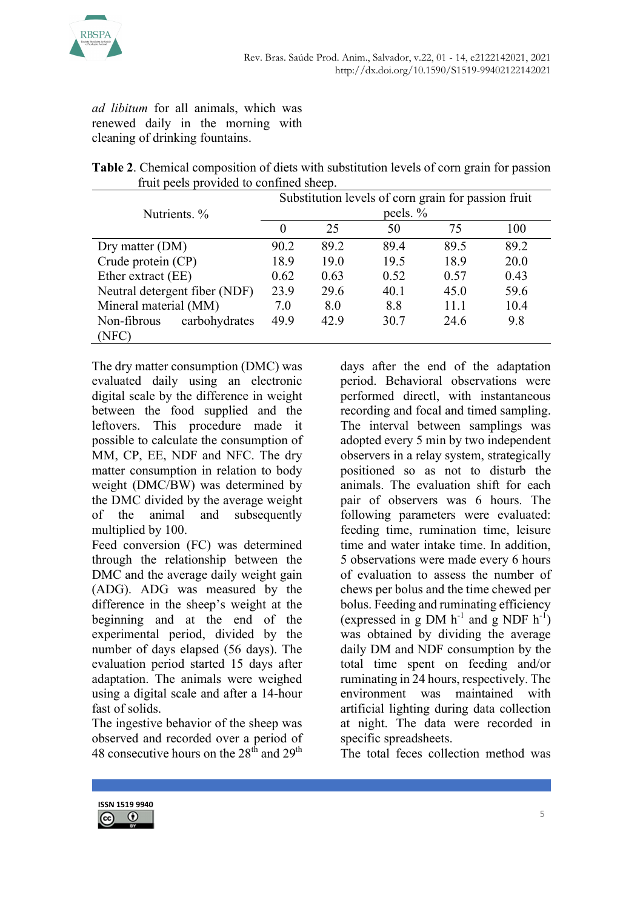*ad libitum* for all animals, which was renewed daily in the morning with cleaning of drinking fountains.

**Table 2**. Chemical composition of diets with substitution levels of corn grain for passion fruit peels provided to confined sheep.

| Nutrients. % | Substitution levels of corn grain for passion fruit peels. % | | | | |
|---|---|---|---|---|---|
| | 0 | 25 | 50 | 75 | 100 |
| Dry matter (DM) | 90.2 | 89.2 | 89.4 | 89.5 | 89.2 |
| Crude protein (CP) | 18.9 | 19.0 | 19.5 | 18.9 | 20.0 |
| Ether extract (EE) | 0.62 | 0.63 | 0.52 | 0.57 | 0.43 |
| Neutral detergent fiber (NDF) | 23.9 | 29.6 | 40.1 | 45.0 | 59.6 |
| Mineral material (MM) | 7.0 | 8.0 | 8.8 | 11.1 | 10.4 |
| Non-fibrous carbohydrates (NFC) | 49.9 | 42.9 | 30.7 | 24.6 | 9.8 |

The dry matter consumption (DMC) was evaluated daily using an electronic digital scale by the difference in weight between the food supplied and the leftovers. This procedure made it possible to calculate the consumption of MM, CP, EE, NDF and NFC. The dry matter consumption in relation to body weight (DMC/BW) was determined by the DMC divided by the average weight of the animal and subsequently multiplied by 100.

Feed conversion (FC) was determined through the relationship between the DMC and the average daily weight gain (ADG). ADG was measured by the difference in the sheep's weight at the beginning and at the end of the experimental period, divided by the number of days elapsed (56 days). The evaluation period started 15 days after adaptation. The animals were weighed using a digital scale and after a 14-hour fast of solids.

The ingestive behavior of the sheep was observed and recorded over a period of 48 consecutive hours on the 28th and 29th days after the end of the adaptation period. Behavioral observations were performed directl, with instantaneous recording and focal and timed sampling. The interval between samplings was adopted every 5 min by two independent observers in a relay system, strategically positioned so as not to disturb the animals. The evaluation shift for each pair of observers was 6 hours. The following parameters were evaluated: feeding time, rumination time, leisure time and water intake time. In addition, 5 observations were made every 6 hours of evaluation to assess the number of chews per bolus and the time chewed per bolus. Feeding and ruminating efficiency (expressed in g DM $h^{-1}$ and g NDF $h^{-1}$) was obtained by dividing the average daily DM and NDF consumption by the total time spent on feeding and/or ruminating in 24 hours, respectively. The environment was maintained with artificial lighting during data collection at night. The data were recorded in specific spreadsheets.

The total feces collection method was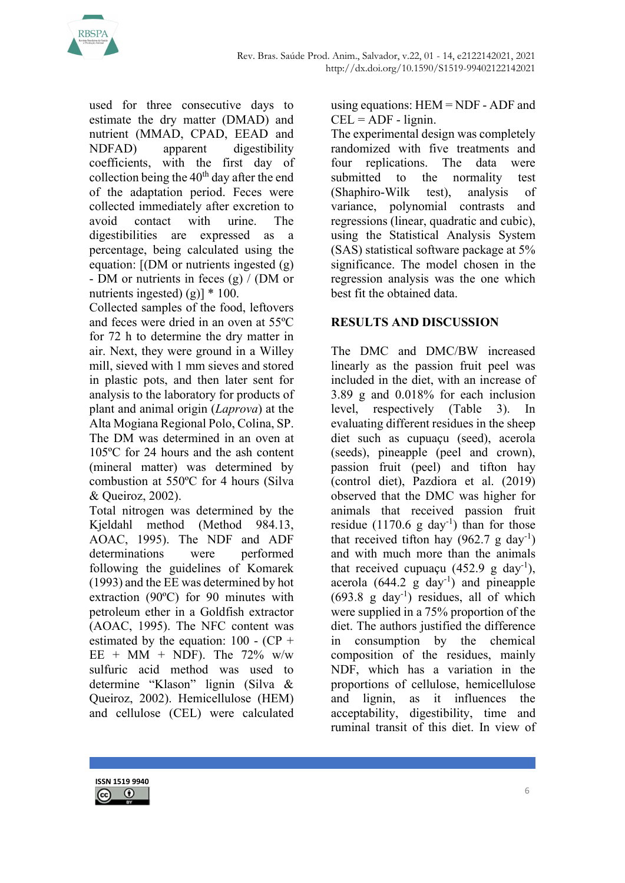used for three consecutive days to estimate the dry matter (DMAD) and nutrient (MMAD, CPAD, EEAD and NDFAD) apparent digestibility coefficients, with the first day of collection being the 40[th] day after the end of the adaptation period. Feces were collected immediately after excretion to avoid contact with urine. The digestibilities are expressed as a percentage, being calculated using the equation: [(DM or nutrients ingested (g) - DM or nutrients in feces (g) / (DM or nutrients ingested) (g)] * 100.

Collected samples of the food, leftovers and feces were dried in an oven at 55ºC for 72 h to determine the dry matter in air. Next, they were ground in a Willey mill, sieved with 1 mm sieves and stored in plastic pots, and then later sent for analysis to the laboratory for products of plant and animal origin (*Laprova*) at the Alta Mogiana Regional Polo, Colina, SP. The DM was determined in an oven at 105ºC for 24 hours and the ash content (mineral matter) was determined by combustion at 550ºC for 4 hours (Silva & Queiroz, 2002).

Total nitrogen was determined by the Kjeldahl method (Method 984.13, AOAC, 1995). The NDF and ADF determinations were performed following the guidelines of Komarek (1993) and the EE was determined by hot extraction (90ºC) for 90 minutes with petroleum ether in a Goldfish extractor (AOAC, 1995). The NFC content was estimated by the equation: 100 - (CP + EE + MM + NDF). The 72% w/w sulfuric acid method was used to determine "Klason" lignin (Silva & Queiroz, 2002). Hemicellulose (HEM) and cellulose (CEL) were calculated using equations: HEM = NDF - ADF and CEL = ADF - lignin.

The experimental design was completely randomized with five treatments and four replications. The data were submitted to the normality test (Shaphiro-Wilk test), analysis of variance, polynomial contrasts and regressions (linear, quadratic and cubic), using the Statistical Analysis System (SAS) statistical software package at 5% significance. The model chosen in the regression analysis was the one which best fit the obtained data.

## RESULTS AND DISCUSSION

The DMC and DMC/BW increased linearly as the passion fruit peel was included in the diet, with an increase of 3.89 g and 0.018% for each inclusion level, respectively (Table 3). In evaluating different residues in the sheep diet such as cupuaçu (seed), acerola (seeds), pineapple (peel and crown), passion fruit (peel) and tifton hay (control diet), Pazdiora et al. (2019) observed that the DMC was higher for animals that received passion fruit residue (1170.6 g day$^{-1}$) than for those that received tifton hay (962.7 g day$^{-1}$) and with much more than the animals that received cupuaçu (452.9 g day$^{-1}$), acerola (644.2 g day$^{-1}$) and pineapple (693.8 g day$^{-1}$) residues, all of which were supplied in a 75% proportion of the diet. The authors justified the difference in consumption by the chemical composition of the residues, mainly NDF, which has a variation in the proportions of cellulose, hemicellulose and lignin, as it influences the acceptability, digestibility, time and ruminal transit of this diet. In view of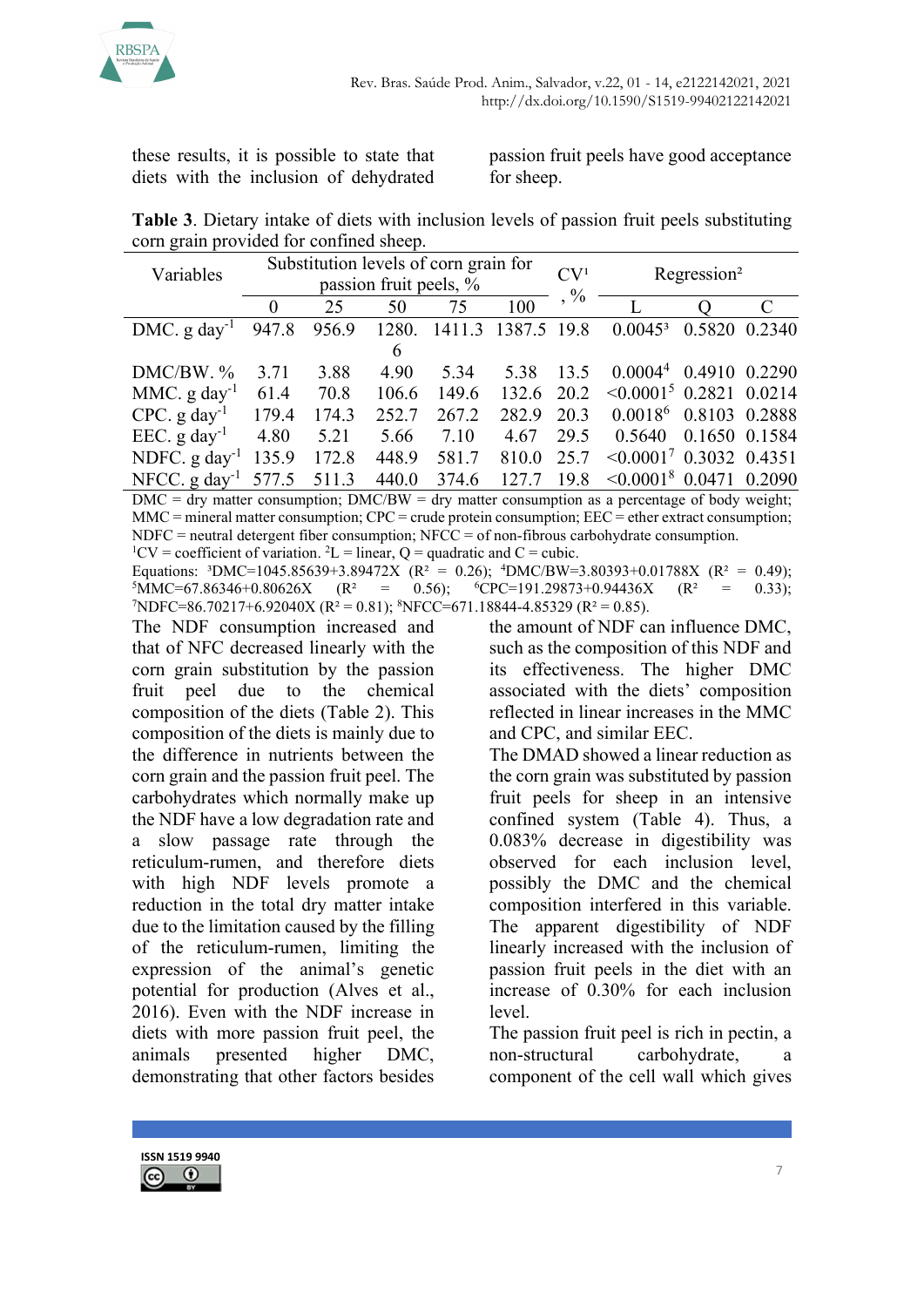these results, it is possible to state that diets with the inclusion of dehydrated passion fruit peels have good acceptance for sheep.

**Table 3**. Dietary intake of diets with inclusion levels of passion fruit peels substituting corn grain provided for confined sheep.

| Variables | Substitution levels of corn grain for passion fruit peels, % | | | | | CV[1], % | Regression[2] | | |
|---|---|---|---|---|---|---|---|---|---|
| | 0 | 25 | 50 | 75 | 100 | | L | Q | C |
| DMC. g day$^{-1}$ | 947.8 | 956.9 | 1280.6 | 1411.3 | 1387.5 | 19.8 | 0.0045[3] | 0.5820 | 0.2340 |
| DMC/BW. % | 3.71 | 3.88 | 4.90 | 5.34 | 5.38 | 13.5 | 0.0004[4] | 0.4910 | 0.2290 |
| MMC. g day$^{-1}$ | 61.4 | 70.8 | 106.6 | 149.6 | 132.6 | 20.2 | <0.0001[5] | 0.2821 | 0.0214 |
| CPC. g day$^{-1}$ | 179.4 | 174.3 | 252.7 | 267.2 | 282.9 | 20.3 | 0.0018[6] | 0.8103 | 0.2888 |
| EEC. g day$^{-1}$ | 4.80 | 5.21 | 5.66 | 7.10 | 4.67 | 29.5 | 0.5640 | 0.1650 | 0.1584 |
| NDFC. g day$^{-1}$ | 135.9 | 172.8 | 448.9 | 581.7 | 810.0 | 25.7 | <0.0001[7] | 0.3032 | 0.4351 |
| NFCC. g day$^{-1}$ | 577.5 | 511.3 | 440.0 | 374.6 | 127.7 | 19.8 | <0.0001[8] | 0.0471 | 0.2090 |

DMC = dry matter consumption; DMC/BW = dry matter consumption as a percentage of body weight; MMC = mineral matter consumption; CPC = crude protein consumption; EEC = ether extract consumption; NDFC = neutral detergent fiber consumption; NFCC = of non-fibrous carbohydrate consumption.
[1]CV = coefficient of variation. [2]L = linear, Q = quadratic and C = cubic.
Equations: [3]DMC=1045.85639+3.89472X ($R^2$ = 0.26); [4]DMC/BW=3.80393+0.01788X ($R^2$ = 0.49); [5]MMC=67.86346+0.80626X ($R^2$ = 0.56); [6]CPC=191.29873+0.94436X ($R^2$ = 0.33); [7]NDFC=86.70217+6.92040X ($R^2$ = 0.81); [8]NFCC=671.18844-4.85329 ($R^2$ = 0.85).

The NDF consumption increased and that of NFC decreased linearly with the corn grain substitution by the passion fruit peel due to the chemical composition of the diets (Table 2). This composition of the diets is mainly due to the difference in nutrients between the corn grain and the passion fruit peel. The carbohydrates which normally make up the NDF have a low degradation rate and a slow passage rate through the reticulum-rumen, and therefore diets with high NDF levels promote a reduction in the total dry matter intake due to the limitation caused by the filling of the reticulum-rumen, limiting the expression of the animal's genetic potential for production (Alves et al., 2016). Even with the NDF increase in diets with more passion fruit peel, the animals presented higher DMC, demonstrating that other factors besides the amount of NDF can influence DMC, such as the composition of this NDF and its effectiveness. The higher DMC associated with the diets' composition reflected in linear increases in the MMC and CPC, and similar EEC.

The DMAD showed a linear reduction as the corn grain was substituted by passion fruit peels for sheep in an intensive confined system (Table 4). Thus, a 0.083% decrease in digestibility was observed for each inclusion level, possibly the DMC and the chemical composition interfered in this variable. The apparent digestibility of NDF linearly increased with the inclusion of passion fruit peels in the diet with an increase of 0.30% for each inclusion level.

The passion fruit peel is rich in pectin, a non-structural carbohydrate, a component of the cell wall which gives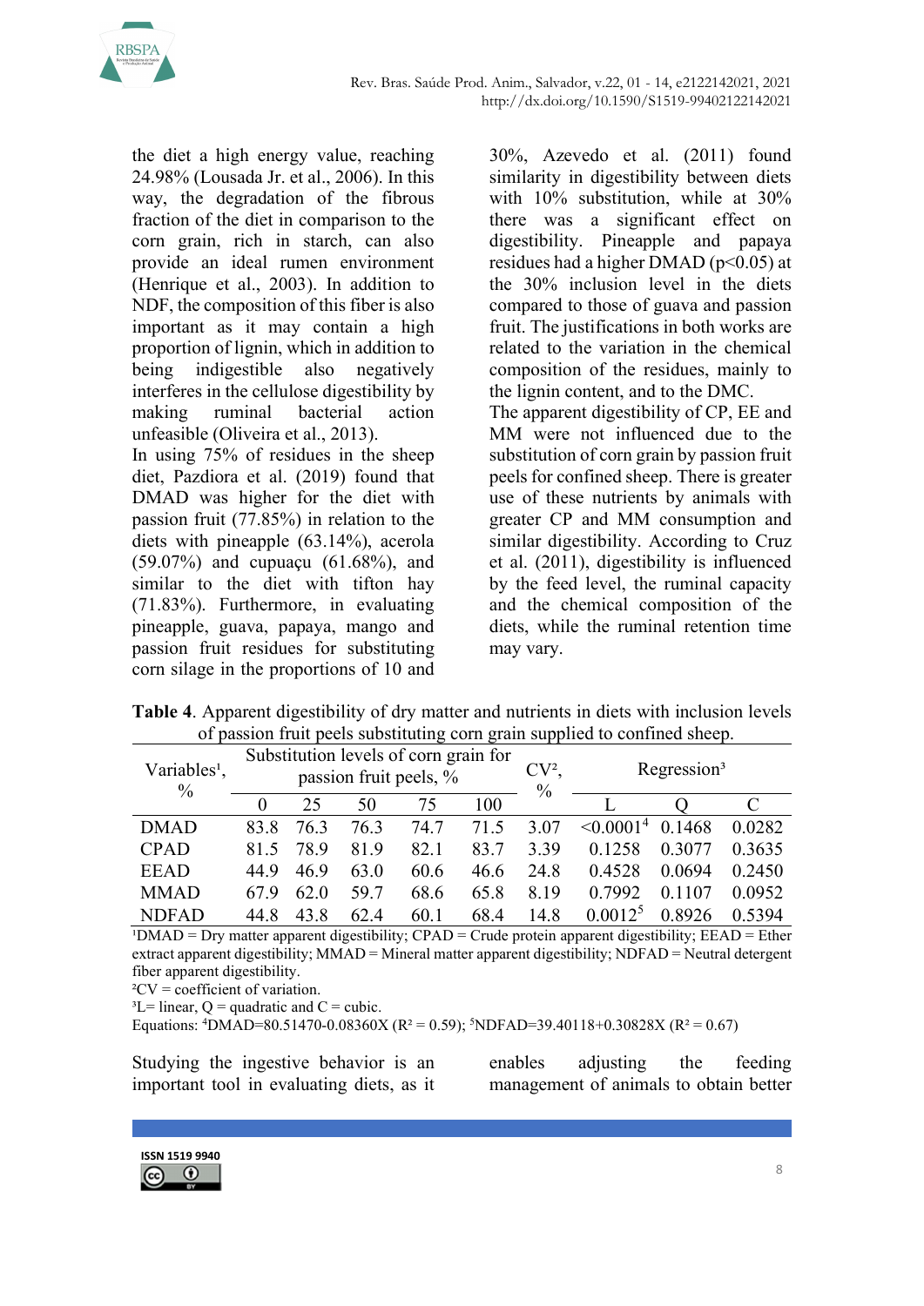the diet a high energy value, reaching 24.98% (Lousada Jr. et al., 2006). In this way, the degradation of the fibrous fraction of the diet in comparison to the corn grain, rich in starch, can also provide an ideal rumen environment (Henrique et al., 2003). In addition to NDF, the composition of this fiber is also important as it may contain a high proportion of lignin, which in addition to being indigestible also negatively interferes in the cellulose digestibility by making ruminal bacterial action unfeasible (Oliveira et al., 2013).

In using 75% of residues in the sheep diet, Pazdiora et al. (2019) found that DMAD was higher for the diet with passion fruit (77.85%) in relation to the diets with pineapple (63.14%), acerola (59.07%) and cupuaçu (61.68%), and similar to the diet with tifton hay (71.83%). Furthermore, in evaluating pineapple, guava, papaya, mango and passion fruit residues for substituting corn silage in the proportions of 10 and 30%, Azevedo et al. (2011) found similarity in digestibility between diets with 10% substitution, while at 30% there was a significant effect on digestibility. Pineapple and papaya residues had a higher DMAD ($p<0.05$) at the 30% inclusion level in the diets compared to those of guava and passion fruit. The justifications in both works are related to the variation in the chemical composition of the residues, mainly to the lignin content, and to the DMC.

The apparent digestibility of CP, EE and MM were not influenced due to the substitution of corn grain by passion fruit peels for confined sheep. There is greater use of these nutrients by animals with greater CP and MM consumption and similar digestibility. According to Cruz et al. (2011), digestibility is influenced by the feed level, the ruminal capacity and the chemical composition of the diets, while the ruminal retention time may vary.

**Table 4**. Apparent digestibility of dry matter and nutrients in diets with inclusion levels of passion fruit peels substituting corn grain supplied to confined sheep.

| Variables[1], % | Substitution levels of corn grain for passion fruit peels, % | | | | | CV[2], % | Regression[3] | | |
|---|---|---|---|---|---|---|---|---|---|
| | 0 | 25 | 50 | 75 | 100 | | L | Q | C |
| DMAD | 83.8 | 76.3 | 76.3 | 74.7 | 71.5 | 3.07 | <0.0001[4] | 0.1468 | 0.0282 |
| CPAD | 81.5 | 78.9 | 81.9 | 82.1 | 83.7 | 3.39 | 0.1258 | 0.3077 | 0.3635 |
| EEAD | 44.9 | 46.9 | 63.0 | 60.6 | 46.6 | 24.8 | 0.4528 | 0.0694 | 0.2450 |
| MMAD | 67.9 | 62.0 | 59.7 | 68.6 | 65.8 | 8.19 | 0.7992 | 0.1107 | 0.0952 |
| NDFAD | 44.8 | 43.8 | 62.4 | 60.1 | 68.4 | 14.8 | 0.0012[5] | 0.8926 | 0.5394 |

[1]DMAD = Dry matter apparent digestibility; CPAD = Crude protein apparent digestibility; EEAD = Ether extract apparent digestibility; MMAD = Mineral matter apparent digestibility; NDFAD = Neutral detergent fiber apparent digestibility.
[2]CV = coefficient of variation.
[3]L= linear, Q = quadratic and C = cubic.
Equations: [4]$DMAD=80.51470-0.08360X$ ($R^2 = 0.59$); [5]$NDFAD=39.40118+0.30828X$ ($R^2 = 0.67$)

Studying the ingestive behavior is an important tool in evaluating diets, as it enables adjusting the feeding management of animals to obtain better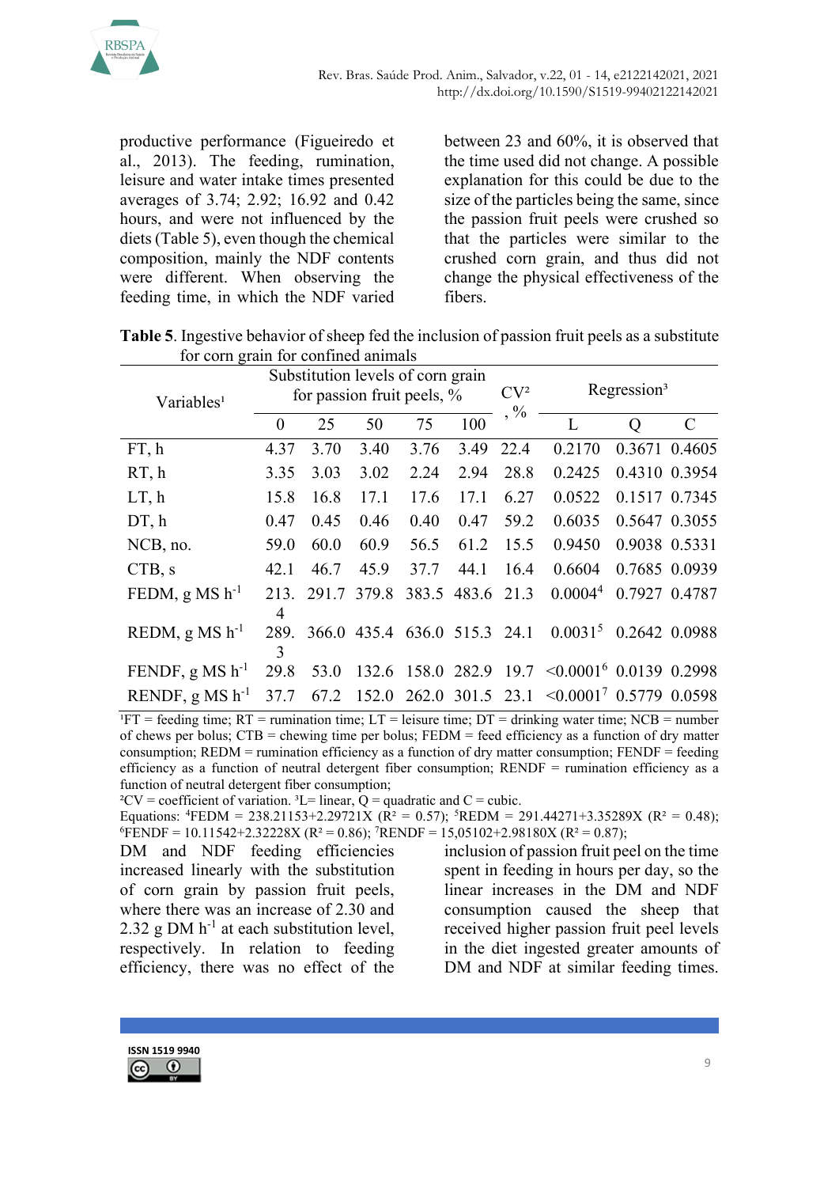productive performance (Figueiredo et al., 2013). The feeding, rumination, leisure and water intake times presented averages of 3.74; 2.92; 16.92 and 0.42 hours, and were not influenced by the diets (Table 5), even though the chemical composition, mainly the NDF contents were different. When observing the feeding time, in which the NDF varied between 23 and 60%, it is observed that the time used did not change. A possible explanation for this could be due to the size of the particles being the same, since the passion fruit peels were crushed so that the particles were similar to the crushed corn grain, and thus did not change the physical effectiveness of the fibers.

**Table 5**. Ingestive behavior of sheep fed the inclusion of passion fruit peels as a substitute for corn grain for confined animals

| Variables[1] | Substitution levels of corn grain for passion fruit peels, % | | | | | CV[2], % | Regression[3] | | |
|---|---|---|---|---|---|---|---|---|---|
| | 0 | 25 | 50 | 75 | 100 | | L | Q | C |
| FT, h | 4.37 | 3.70 | 3.40 | 3.76 | 3.49 | 22.4 | 0.2170 | 0.3671 | 0.4605 |
| RT, h | 3.35 | 3.03 | 3.02 | 2.24 | 2.94 | 28.8 | 0.2425 | 0.4310 | 0.3954 |
| LT, h | 15.8 | 16.8 | 17.1 | 17.6 | 17.1 | 6.27 | 0.0522 | 0.1517 | 0.7345 |
| DT, h | 0.47 | 0.45 | 0.46 | 0.40 | 0.47 | 59.2 | 0.6035 | 0.5647 | 0.3055 |
| NCB, no. | 59.0 | 60.0 | 60.9 | 56.5 | 61.2 | 15.5 | 0.9450 | 0.9038 | 0.5331 |
| CTB, s | 42.1 | 46.7 | 45.9 | 37.7 | 44.1 | 16.4 | 0.6604 | 0.7685 | 0.0939 |
| FEDM, g MS $h^{-1}$ | 213.4 | 291.7 | 379.8 | 383.5 | 483.6 | 21.3 | 0.0004[4] | 0.7927 | 0.4787 |
| REDM, g MS $h^{-1}$ | 289.3 | 366.0 | 435.4 | 636.0 | 515.3 | 24.1 | 0.0031[5] | 0.2642 | 0.0988 |
| FENDF, g MS $h^{-1}$ | 29.8 | 53.0 | 132.6 | 158.0 | 282.9 | 19.7 | <0.0001[6] | 0.0139 | 0.2998 |
| RENDF, g MS $h^{-1}$ | 37.7 | 67.2 | 152.0 | 262.0 | 301.5 | 23.1 | <0.0001[7] | 0.5779 | 0.0598 |

[1]FT = feeding time; RT = rumination time; LT = leisure time; DT = drinking water time; NCB = number of chews per bolus; CTB = chewing time per bolus; FEDM = feed efficiency as a function of dry matter consumption; REDM = rumination efficiency as a function of dry matter consumption; FENDF = feeding efficiency as a function of neutral detergent fiber consumption; RENDF = rumination efficiency as a function of neutral detergent fiber consumption;
[2]CV = coefficient of variation. [3]L= linear, Q = quadratic and C = cubic.
Equations: [4]FEDM = 238.21153+2.29721X ($R^2$ = 0.57); [5]REDM = 291.44271+3.35289X ($R^2$ = 0.48); [6]FENDF = 10.11542+2.32228X ($R^2$ = 0.86); [7]RENDF = 15,05102+2.98180X ($R^2$ = 0.87);

DM and NDF feeding efficiencies increased linearly with the substitution of corn grain by passion fruit peels, where there was an increase of 2.30 and 2.32 g DM $h^{-1}$ at each substitution level, respectively. In relation to feeding efficiency, there was no effect of the inclusion of passion fruit peel on the time spent in feeding in hours per day, so the linear increases in the DM and NDF consumption caused the sheep that received higher passion fruit peel levels in the diet ingested greater amounts of DM and NDF at similar feeding times.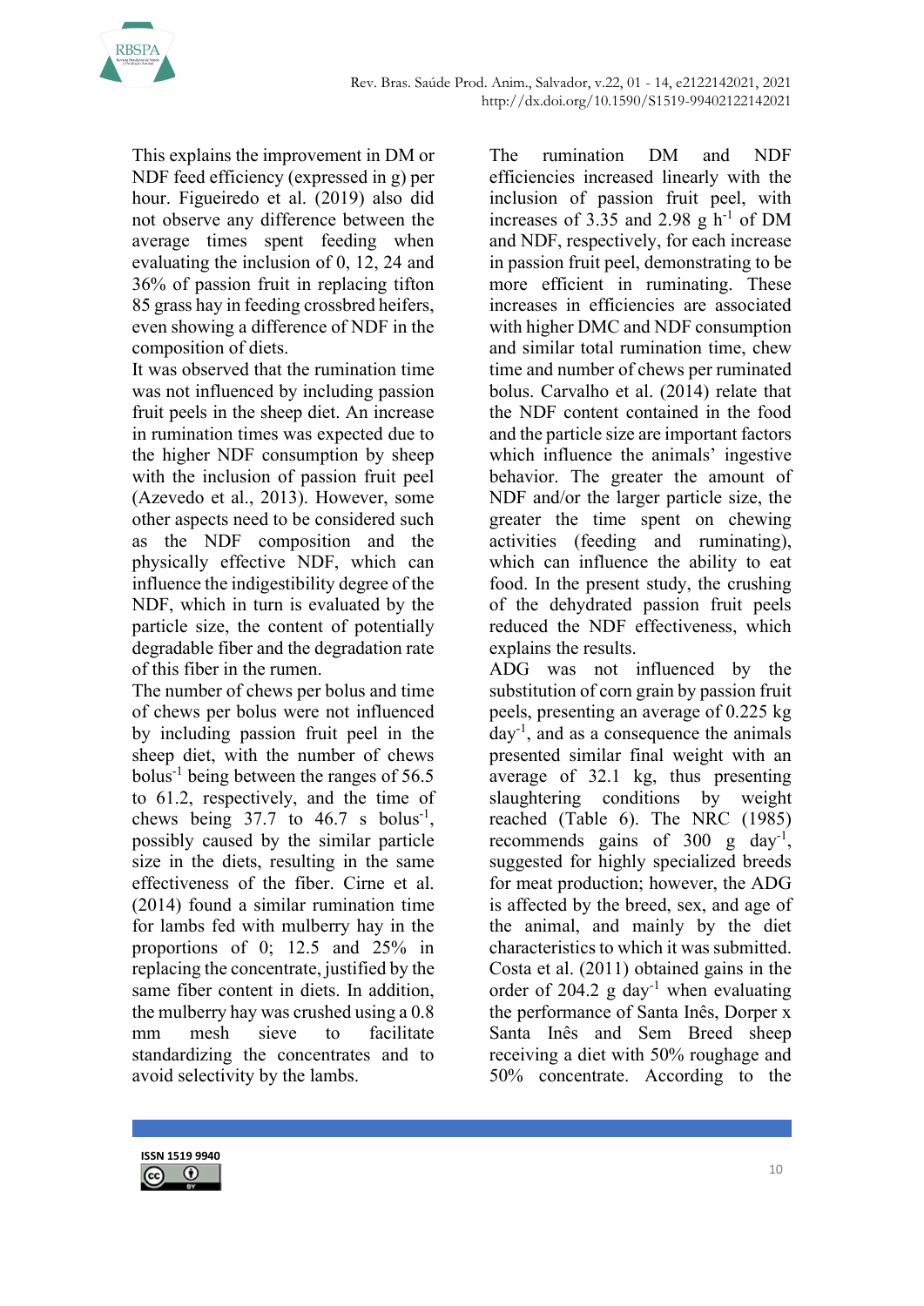This explains the improvement in DM or NDF feed efficiency (expressed in g) per hour. Figueiredo et al. (2019) also did not observe any difference between the average times spent feeding when evaluating the inclusion of 0, 12, 24 and 36% of passion fruit in replacing tifton 85 grass hay in feeding crossbred heifers, even showing a difference of NDF in the composition of diets.

It was observed that the rumination time was not influenced by including passion fruit peels in the sheep diet. An increase in rumination times was expected due to the higher NDF consumption by sheep with the inclusion of passion fruit peel (Azevedo et al., 2013). However, some other aspects need to be considered such as the NDF composition and the physically effective NDF, which can influence the indigestibility degree of the NDF, which in turn is evaluated by the particle size, the content of potentially degradable fiber and the degradation rate of this fiber in the rumen.

The number of chews per bolus and time of chews per bolus were not influenced by including passion fruit peel in the sheep diet, with the number of chews bolus$^{-1}$ being between the ranges of 56.5 to 61.2, respectively, and the time of chews being 37.7 to 46.7 s bolus$^{-1}$, possibly caused by the similar particle size in the diets, resulting in the same effectiveness of the fiber. Cirne et al. (2014) found a similar rumination time for lambs fed with mulberry hay in the proportions of 0; 12.5 and 25% in replacing the concentrate, justified by the same fiber content in diets. In addition, the mulberry hay was crushed using a 0.8 mm mesh sieve to facilitate standardizing the concentrates and to avoid selectivity by the lambs.

The rumination DM and NDF efficiencies increased linearly with the inclusion of passion fruit peel, with increases of 3.35 and 2.98 g h$^{-1}$ of DM and NDF, respectively, for each increase in passion fruit peel, demonstrating to be more efficient in ruminating. These increases in efficiencies are associated with higher DMC and NDF consumption and similar total rumination time, chew time and number of chews per ruminated bolus. Carvalho et al. (2014) relate that the NDF content contained in the food and the particle size are important factors which influence the animals' ingestive behavior. The greater the amount of NDF and/or the larger particle size, the greater the time spent on chewing activities (feeding and ruminating), which can influence the ability to eat food. In the present study, the crushing of the dehydrated passion fruit peels reduced the NDF effectiveness, which explains the results.

ADG was not influenced by the substitution of corn grain by passion fruit peels, presenting an average of 0.225 kg day$^{-1}$, and as a consequence the animals presented similar final weight with an average of 32.1 kg, thus presenting slaughtering conditions by weight reached (Table 6). The NRC (1985) recommends gains of 300 g day$^{-1}$, suggested for highly specialized breeds for meat production; however, the ADG is affected by the breed, sex, and age of the animal, and mainly by the diet characteristics to which it was submitted. Costa et al. (2011) obtained gains in the order of 204.2 g day$^{-1}$ when evaluating the performance of Santa Inês, Dorper x Santa Inês and Sem Breed sheep receiving a diet with 50% roughage and 50% concentrate. According to the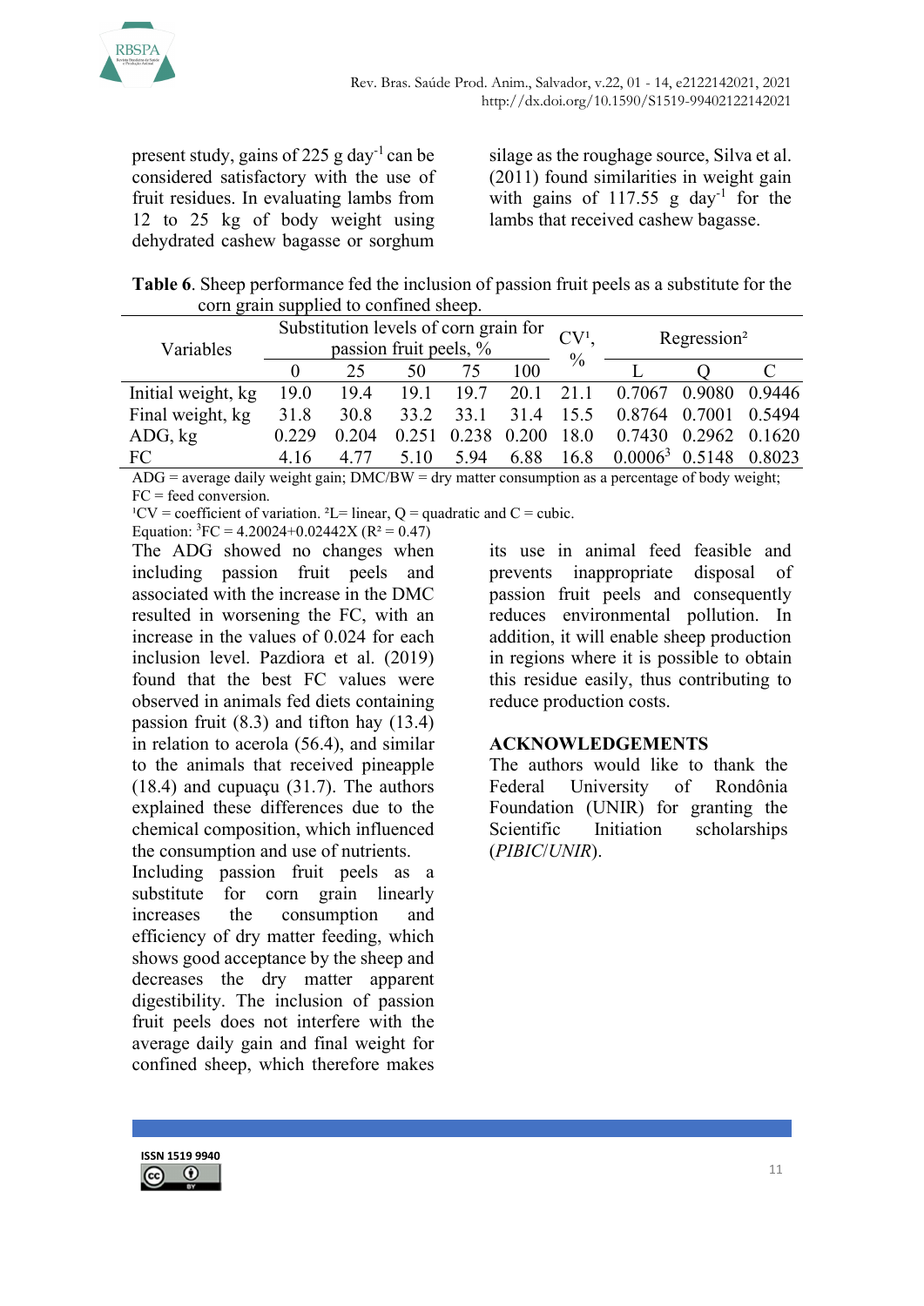present study, gains of 225 g day$^{-1}$ can be considered satisfactory with the use of fruit residues. In evaluating lambs from 12 to 25 kg of body weight using dehydrated cashew bagasse or sorghum silage as the roughage source, Silva et al. (2011) found similarities in weight gain with gains of 117.55 g day$^{-1}$ for the lambs that received cashew bagasse.

**Table 6**. Sheep performance fed the inclusion of passion fruit peels as a substitute for the corn grain supplied to confined sheep.

| Variables | Substitution levels of corn grain for passion fruit peels, % | | | | | CV[1], % | Regression[2] | | |
|---|---|---|---|---|---|---|---|---|---|
| | 0 | 25 | 50 | 75 | 100 | | L | Q | C |
| Initial weight, kg | 19.0 | 19.4 | 19.1 | 19.7 | 20.1 | 21.1 | 0.7067 | 0.9080 | 0.9446 |
| Final weight, kg | 31.8 | 30.8 | 33.2 | 33.1 | 31.4 | 15.5 | 0.8764 | 0.7001 | 0.5494 |
| ADG, kg | 0.229 | 0.204 | 0.251 | 0.238 | 0.200 | 18.0 | 0.7430 | 0.2962 | 0.1620 |
| FC | 4.16 | 4.77 | 5.10 | 5.94 | 6.88 | 16.8 | 0.0006[3] | 0.5148 | 0.8023 |

ADG = average daily weight gain; DMC/BW = dry matter consumption as a percentage of body weight; FC = feed conversion.

[1]CV = coefficient of variation. [2]L= linear, Q = quadratic and C = cubic.

Equation: [3]FC = 4.20024+0.02442X ($R^2$ = 0.47)

The ADG showed no changes when including passion fruit peels and associated with the increase in the DMC resulted in worsening the FC, with an increase in the values of 0.024 for each inclusion level. Pazdiora et al. (2019) found that the best FC values were observed in animals fed diets containing passion fruit (8.3) and tifton hay (13.4) in relation to acerola (56.4), and similar to the animals that received pineapple (18.4) and cupuaçu (31.7). The authors explained these differences due to the chemical composition, which influenced the consumption and use of nutrients.

Including passion fruit peels as a substitute for corn grain linearly increases the consumption and efficiency of dry matter feeding, which shows good acceptance by the sheep and decreases the dry matter apparent digestibility. The inclusion of passion fruit peels does not interfere with the average daily gain and final weight for confined sheep, which therefore makes its use in animal feed feasible and prevents inappropriate disposal of passion fruit peels and consequently reduces environmental pollution. In addition, it will enable sheep production in regions where it is possible to obtain this residue easily, thus contributing to reduce production costs.

## ACKNOWLEDGEMENTS

The authors would like to thank the Federal University of Rondônia Foundation (UNIR) for granting the Scientific Initiation scholarships (*PIBIC*/*UNIR*).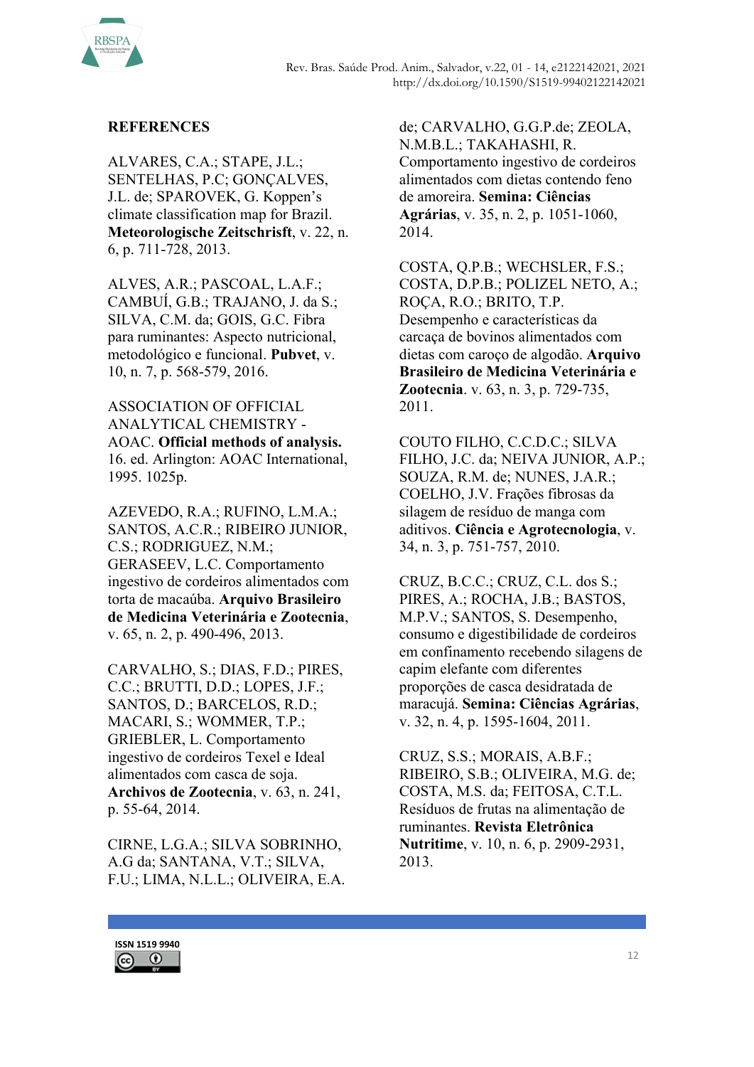**REFERENCES**

ALVARES, C.A.; STAPE, J.L.; SENTELHAS, P.C; GONÇALVES, J.L. de; SPAROVEK, G. Koppen's climate classification map for Brazil. **Meteorologische Zeitschrisft**, v. 22, n. 6, p. 711-728, 2013.

ALVES, A.R.; PASCOAL, L.A.F.; CAMBUÍ, G.B.; TRAJANO, J. da S.; SILVA, C.M. da; GOIS, G.C. Fibra para ruminantes: Aspecto nutricional, metodológico e funcional. **Pubvet**, v. 10, n. 7, p. 568-579, 2016.

ASSOCIATION OF OFFICIAL ANALYTICAL CHEMISTRY - AOAC. **Official methods of analysis.** 16. ed. Arlington: AOAC International, 1995. 1025p.

AZEVEDO, R.A.; RUFINO, L.M.A.; SANTOS, A.C.R.; RIBEIRO JUNIOR, C.S.; RODRIGUEZ, N.M.; GERASEEV, L.C. Comportamento ingestivo de cordeiros alimentados com torta de macaúba. **Arquivo Brasileiro de Medicina Veterinária e Zootecnia**, v. 65, n. 2, p. 490-496, 2013.

CARVALHO, S.; DIAS, F.D.; PIRES, C.C.; BRUTTI, D.D.; LOPES, J.F.; SANTOS, D.; BARCELOS, R.D.; MACARI, S.; WOMMER, T.P.; GRIEBLER, L. Comportamento ingestivo de cordeiros Texel e Ideal alimentados com casca de soja. **Archivos de Zootecnia**, v. 63, n. 241, p. 55-64, 2014.

CIRNE, L.G.A.; SILVA SOBRINHO, A.G da; SANTANA, V.T.; SILVA, F.U.; LIMA, N.L.L.; OLIVEIRA, E.A. de; CARVALHO, G.G.P.de; ZEOLA, N.M.B.L.; TAKAHASHI, R. Comportamento ingestivo de cordeiros alimentados com dietas contendo feno de amoreira. **Semina: Ciências Agrárias**, v. 35, n. 2, p. 1051-1060, 2014.

COSTA, Q.P.B.; WECHSLER, F.S.; COSTA, D.P.B.; POLIZEL NETO, A.; ROÇA, R.O.; BRITO, T.P. Desempenho e características da carcaça de bovinos alimentados com dietas com caroço de algodão. **Arquivo Brasileiro de Medicina Veterinária e Zootecnia**. v. 63, n. 3, p. 729-735, 2011.

COUTO FILHO, C.C.D.C.; SILVA FILHO, J.C. da; NEIVA JUNIOR, A.P.; SOUZA, R.M. de; NUNES, J.A.R.; COELHO, J.V. Frações fibrosas da silagem de resíduo de manga com aditivos. **Ciência e Agrotecnologia**, v. 34, n. 3, p. 751-757, 2010.

CRUZ, B.C.C.; CRUZ, C.L. dos S.; PIRES, A.; ROCHA, J.B.; BASTOS, M.P.V.; SANTOS, S. Desempenho, consumo e digestibilidade de cordeiros em confinamento recebendo silagens de capim elefante com diferentes proporções de casca desidratada de maracujá. **Semina: Ciências Agrárias**, v. 32, n. 4, p. 1595-1604, 2011.

CRUZ, S.S.; MORAIS, A.B.F.; RIBEIRO, S.B.; OLIVEIRA, M.G. de; COSTA, M.S. da; FEITOSA, C.T.L. Resíduos de frutas na alimentação de ruminantes. **Revista Eletrônica Nutritime**, v. 10, n. 6, p. 2909-2931, 2013.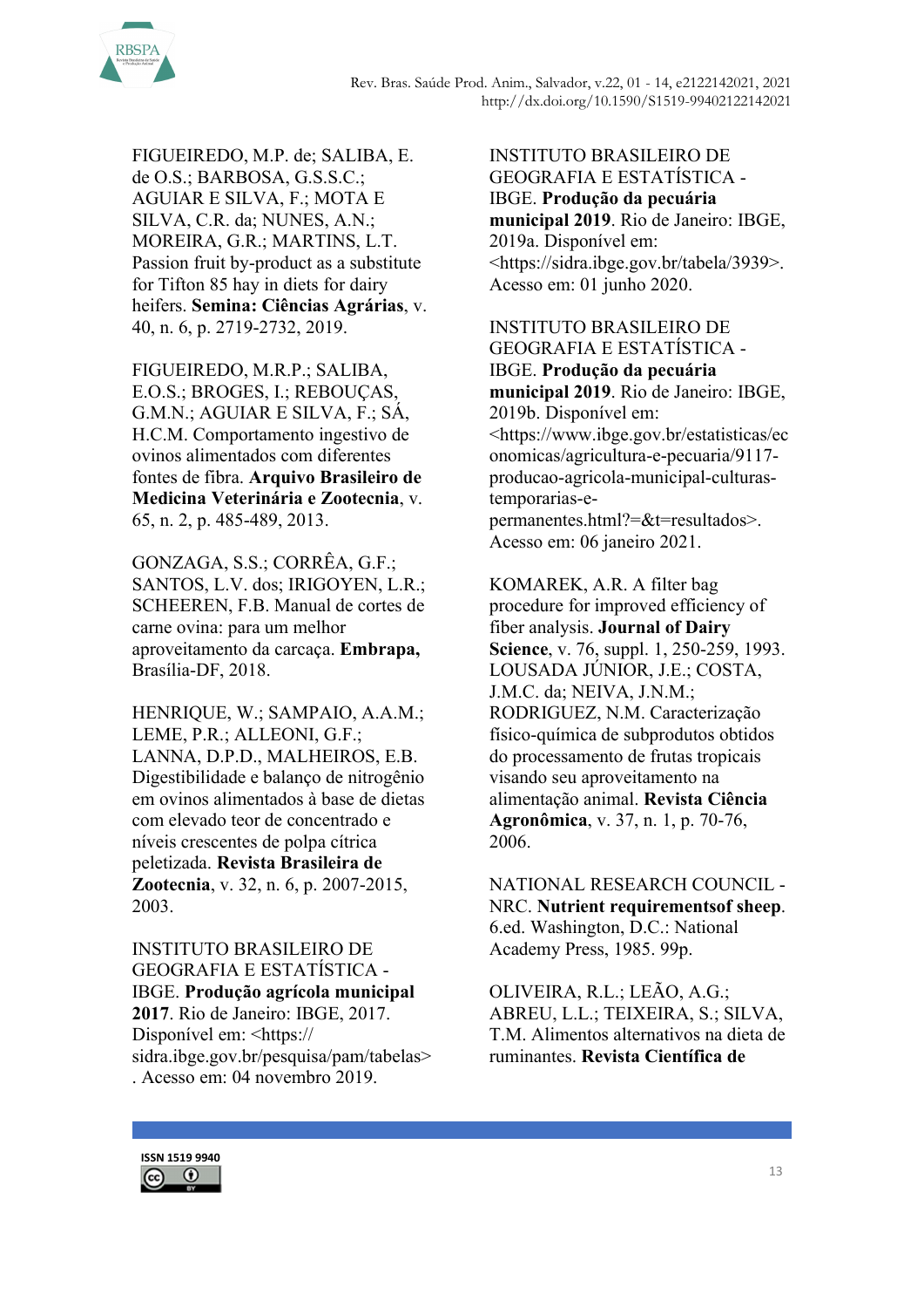FIGUEIREDO, M.P. de; SALIBA, E. de O.S.; BARBOSA, G.S.S.C.; AGUIAR E SILVA, F.; MOTA E SILVA, C.R. da; NUNES, A.N.; MOREIRA, G.R.; MARTINS, L.T. Passion fruit by-product as a substitute for Tifton 85 hay in diets for dairy heifers. **Semina: Ciências Agrárias**, v. 40, n. 6, p. 2719-2732, 2019.

FIGUEIREDO, M.R.P.; SALIBA, E.O.S.; BROGES, I.; REBOUÇAS, G.M.N.; AGUIAR E SILVA, F.; SÁ, H.C.M. Comportamento ingestivo de ovinos alimentados com diferentes fontes de fibra. **Arquivo Brasileiro de Medicina Veterinária e Zootecnia**, v. 65, n. 2, p. 485-489, 2013.

GONZAGA, S.S.; CORRÊA, G.F.; SANTOS, L.V. dos; IRIGOYEN, L.R.; SCHEEREN, F.B. Manual de cortes de carne ovina: para um melhor aproveitamento da carcaça. **Embrapa,** Brasília-DF, 2018.

HENRIQUE, W.; SAMPAIO, A.A.M.; LEME, P.R.; ALLEONI, G.F.; LANNA, D.P.D., MALHEIROS, E.B. Digestibilidade e balanço de nitrogênio em ovinos alimentados à base de dietas com elevado teor de concentrado e níveis crescentes de polpa cítrica peletizada. **Revista Brasileira de Zootecnia**, v. 32, n. 6, p. 2007-2015, 2003.

INSTITUTO BRASILEIRO DE GEOGRAFIA E ESTATÍSTICA - IBGE. **Produção agrícola municipal 2017**. Rio de Janeiro: IBGE, 2017. Disponível em: <https://sidra.ibge.gov.br/pesquisa/pam/tabelas>. Acesso em: 04 novembro 2019.

INSTITUTO BRASILEIRO DE GEOGRAFIA E ESTATÍSTICA - IBGE. **Produção da pecuária municipal 2019**. Rio de Janeiro: IBGE, 2019a. Disponível em: <https://sidra.ibge.gov.br/tabela/3939>. Acesso em: 01 junho 2020.

INSTITUTO BRASILEIRO DE GEOGRAFIA E ESTATÍSTICA - IBGE. **Produção da pecuária municipal 2019**. Rio de Janeiro: IBGE, 2019b. Disponível em: <https://www.ibge.gov.br/estatisticas/economicas/agricultura-e-pecuaria/9117-producao-agricola-municipal-culturas-temporarias-e-permanentes.html?=&t=resultados>. Acesso em: 06 janeiro 2021.

KOMAREK, A.R. A filter bag procedure for improved efficiency of fiber analysis. **Journal of Dairy Science**, v. 76, suppl. 1, 250-259, 1993.

LOUSADA JÚNIOR, J.E.; COSTA, J.M.C. da; NEIVA, J.N.M.; RODRIGUEZ, N.M. Caracterização físico-química de subprodutos obtidos do processamento de frutas tropicais visando seu aproveitamento na alimentação animal. **Revista Ciência Agronômica**, v. 37, n. 1, p. 70-76, 2006.

NATIONAL RESEARCH COUNCIL - NRC. **Nutrient requirementsof sheep**. 6.ed. Washington, D.C.: National Academy Press, 1985. 99p.

OLIVEIRA, R.L.; LEÃO, A.G.; ABREU, L.L.; TEIXEIRA, S.; SILVA, T.M. Alimentos alternativos na dieta de ruminantes. **Revista Científica de**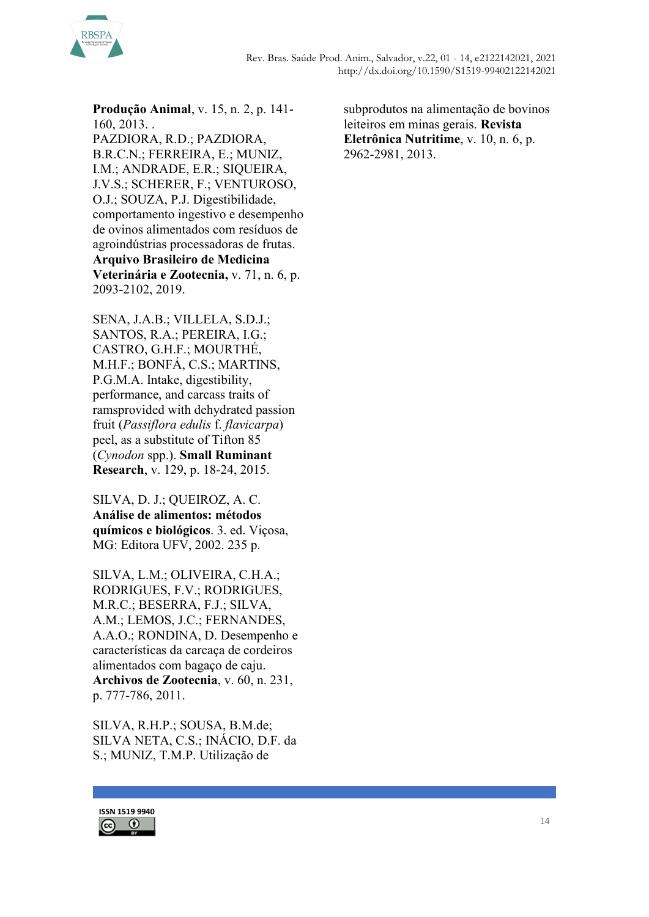**Produção Animal**, v. 15, n. 2, p. 141-160, 2013. .

PAZDIORA, R.D.; PAZDIORA, B.R.C.N.; FERREIRA, E.; MUNIZ, I.M.; ANDRADE, E.R.; SIQUEIRA, J.V.S.; SCHERER, F.; VENTUROSO, O.J.; SOUZA, P.J. Digestibilidade, comportamento ingestivo e desempenho de ovinos alimentados com resíduos de agroindústrias processadoras de frutas. **Arquivo Brasileiro de Medicina Veterinária e Zootecnia,** v. 71, n. 6, p. 2093-2102, 2019.

SENA, J.A.B.; VILLELA, S.D.J.; SANTOS, R.A.; PEREIRA, I.G.; CASTRO, G.H.F.; MOURTHÉ, M.H.F.; BONFÁ, C.S.; MARTINS, P.G.M.A. Intake, digestibility, performance, and carcass traits of ramsprovided with dehydrated passion fruit (*Passiflora edulis* f. *flavicarpa*) peel, as a substitute of Tifton 85 (*Cynodon* spp.). **Small Ruminant Research**, v. 129, p. 18-24, 2015.

SILVA, D. J.; QUEIROZ, A. C. **Análise de alimentos: métodos químicos e biológicos**. 3. ed. Viçosa, MG: Editora UFV, 2002. 235 p.

SILVA, L.M.; OLIVEIRA, C.H.A.; RODRIGUES, F.V.; RODRIGUES, M.R.C.; BESERRA, F.J.; SILVA, A.M.; LEMOS, J.C.; FERNANDES, A.A.O.; RONDINA, D. Desempenho e características da carcaça de cordeiros alimentados com bagaço de caju. **Archivos de Zootecnia**, v. 60, n. 231, p. 777-786, 2011.

SILVA, R.H.P.; SOUSA, B.M.de; SILVA NETA, C.S.; INÁCIO, D.F. da S.; MUNIZ, T.M.P. Utilização de subprodutos na alimentação de bovinos leiteiros em minas gerais. **Revista Eletrônica Nutritime**, v. 10, n. 6, p. 2962-2981, 2013.